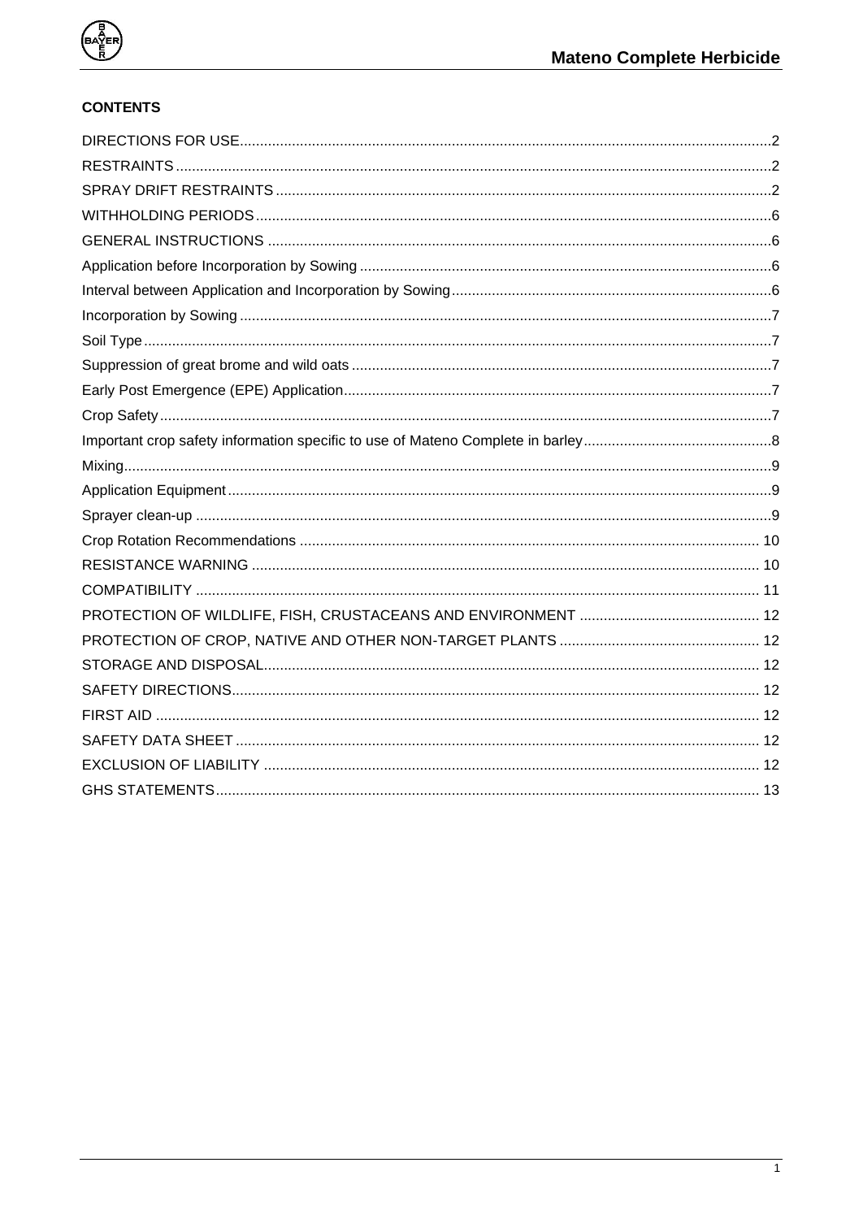**CONTENTS**

DIRECTIONS FOR USE....2
RESTRAINTS....2
SPRAY DRIFT RESTRAINTS....2
WITHHOLDING PERIODS....6
GENERAL INSTRUCTIONS....6
Application before Incorporation by Sowing....6
Interval between Application and Incorporation by Sowing....6
Incorporation by Sowing....7
Soil Type....7
Suppression of great brome and wild oats....7
Early Post Emergence (EPE) Application....7
Crop Safety....7
Important crop safety information specific to use of Mateno Complete in barley....8
Mixing....9
Application Equipment....9
Sprayer clean-up....9
Crop Rotation Recommendations....10
RESISTANCE WARNING....10
COMPATIBILITY....11
PROTECTION OF WILDLIFE, FISH, CRUSTACEANS AND ENVIRONMENT....12
PROTECTION OF CROP, NATIVE AND OTHER NON-TARGET PLANTS....12
STORAGE AND DISPOSAL....12
SAFETY DIRECTIONS....12
FIRST AID....12
SAFETY DATA SHEET....12
EXCLUSION OF LIABILITY....12
GHS STATEMENTS....13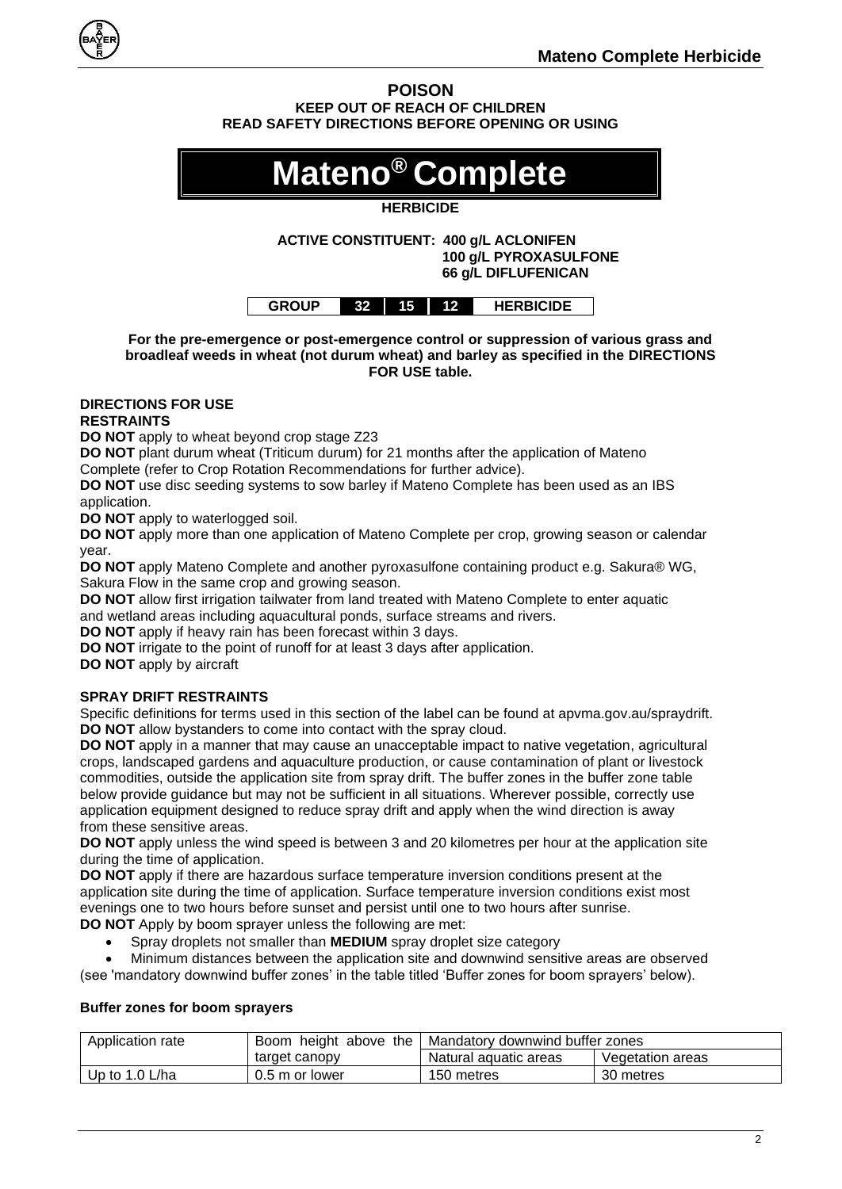**POISON**

**KEEP OUT OF REACH OF CHILDREN**

**READ SAFETY DIRECTIONS BEFORE OPENING OR USING**

# Mateno® Complete

**HERBICIDE**

**ACTIVE CONSTITUENT: 400 g/L ACLONIFEN**
**100 g/L PYROXASULFONE**
**66 g/L DIFLUFENICAN**

| GROUP | 32 | 15 | 12 | HERBICIDE |
|---|---|---|---|---|

**For the pre-emergence or post-emergence control or suppression of various grass and broadleaf weeds in wheat (not durum wheat) and barley as specified in the DIRECTIONS FOR USE table.**

## DIRECTIONS FOR USE

### RESTRAINTS

**DO NOT** apply to wheat beyond crop stage Z23

**DO NOT** plant durum wheat (Triticum durum) for 21 months after the application of Mateno Complete (refer to Crop Rotation Recommendations for further advice).

**DO NOT** use disc seeding systems to sow barley if Mateno Complete has been used as an IBS application.

**DO NOT** apply to waterlogged soil.

**DO NOT** apply more than one application of Mateno Complete per crop, growing season or calendar year.

**DO NOT** apply Mateno Complete and another pyroxasulfone containing product e.g. Sakura® WG, Sakura Flow in the same crop and growing season.

**DO NOT** allow first irrigation tailwater from land treated with Mateno Complete to enter aquatic and wetland areas including aquacultural ponds, surface streams and rivers.

**DO NOT** apply if heavy rain has been forecast within 3 days.

**DO NOT** irrigate to the point of runoff for at least 3 days after application.

**DO NOT** apply by aircraft

### SPRAY DRIFT RESTRAINTS

Specific definitions for terms used in this section of the label can be found at apvma.gov.au/spraydrift.

**DO NOT** allow bystanders to come into contact with the spray cloud.

**DO NOT** apply in a manner that may cause an unacceptable impact to native vegetation, agricultural crops, landscaped gardens and aquaculture production, or cause contamination of plant or livestock commodities, outside the application site from spray drift. The buffer zones in the buffer zone table below provide guidance but may not be sufficient in all situations. Wherever possible, correctly use application equipment designed to reduce spray drift and apply when the wind direction is away from these sensitive areas.

**DO NOT** apply unless the wind speed is between 3 and 20 kilometres per hour at the application site during the time of application.

**DO NOT** apply if there are hazardous surface temperature inversion conditions present at the application site during the time of application. Surface temperature inversion conditions exist most evenings one to two hours before sunset and persist until one to two hours after sunrise.

**DO NOT** Apply by boom sprayer unless the following are met:

- Spray droplets not smaller than **MEDIUM** spray droplet size category
- Minimum distances between the application site and downwind sensitive areas are observed

(see 'mandatory downwind buffer zones' in the table titled 'Buffer zones for boom sprayers' below).

### Buffer zones for boom sprayers

| Application rate | Boom height above the target canopy | Mandatory downwind buffer zones | |
|---|---|---|---|
| | | Natural aquatic areas | Vegetation areas |
| Up to 1.0 L/ha | 0.5 m or lower | 150 metres | 30 metres |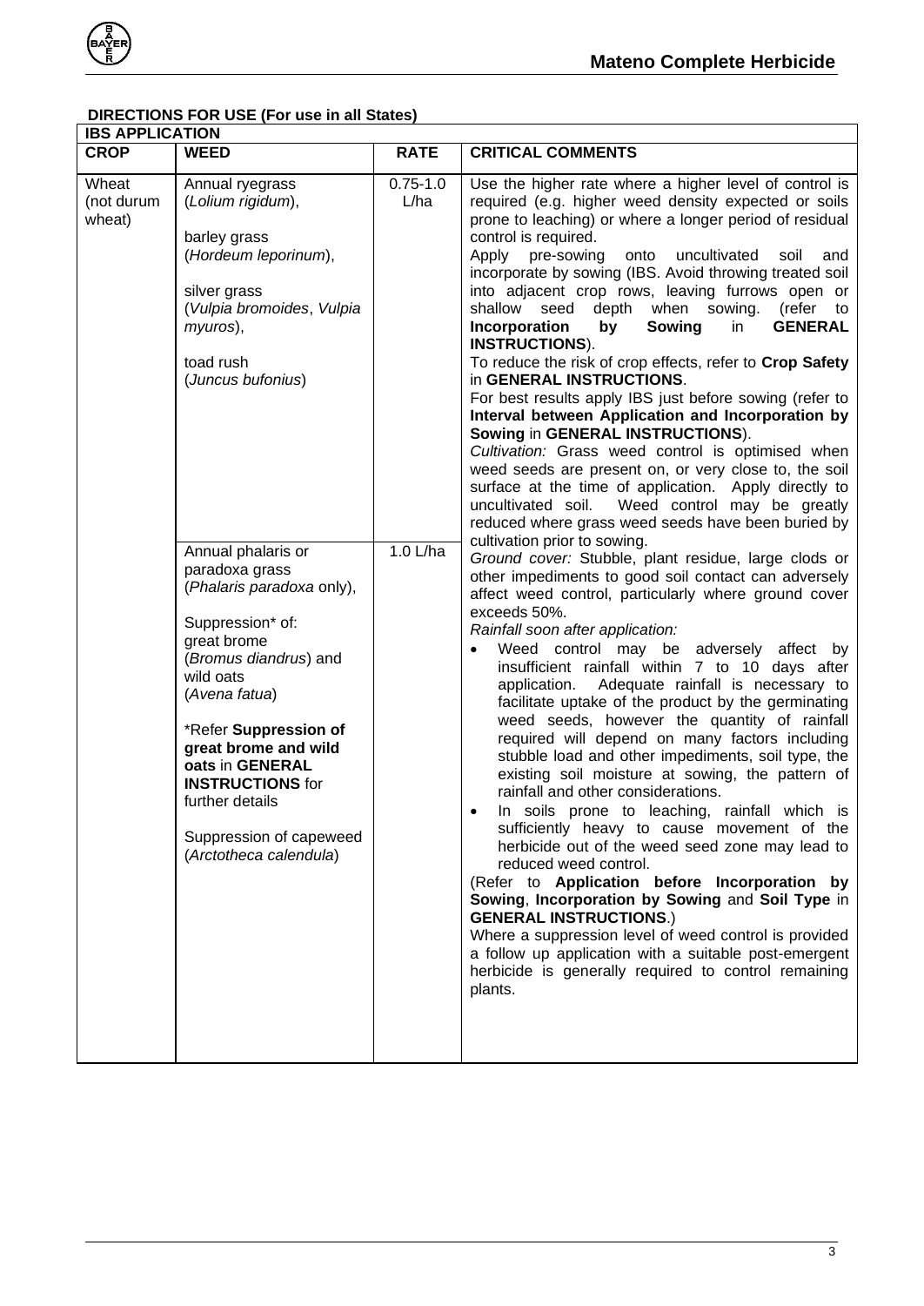## DIRECTIONS FOR USE (For use in all States)

| IBS APPLICATION | | | |
|---|---|---|---|
| **CROP** | **WEED** | **RATE** | **CRITICAL COMMENTS** |
| Wheat (not durum wheat) | Annual ryegrass (*Lolium rigidum*),<br><br>barley grass (*Hordeum leporinum*),<br><br>silver grass (*Vulpia bromoides*, *Vulpia myuros*),<br><br>toad rush (*Juncus bufonius*) | 0.75-1.0 L/ha | Use the higher rate where a higher level of control is required (e.g. higher weed density expected or soils prone to leaching) or where a longer period of residual control is required.<br>Apply pre-sowing onto uncultivated soil and incorporate by sowing (IBS. Avoid throwing treated soil into adjacent crop rows, leaving furrows open or shallow seed depth when sowing. (refer to **Incorporation by Sowing** in **GENERAL INSTRUCTIONS**).<br>To reduce the risk of crop effects, refer to **Crop Safety** in **GENERAL INSTRUCTIONS**.<br>For best results apply IBS just before sowing (refer to **Interval between Application and Incorporation by Sowing** in **GENERAL INSTRUCTIONS**).<br>*Cultivation:* Grass weed control is optimised when weed seeds are present on, or very close to, the soil surface at the time of application. Apply directly to uncultivated soil. Weed control may be greatly reduced where grass weed seeds have been buried by cultivation prior to sowing.<br>*Ground cover:* Stubble, plant residue, large clods or other impediments to good soil contact can adversely affect weed control, particularly where ground cover exceeds 50%.<br>*Rainfall soon after application:*<br>• Weed control may be adversely affect by insufficient rainfall within 7 to 10 days after application. Adequate rainfall is necessary to facilitate uptake of the product by the germinating weed seeds, however the quantity of rainfall required will depend on many factors including stubble load and other impediments, soil type, the existing soil moisture at sowing, the pattern of rainfall and other considerations.<br>• In soils prone to leaching, rainfall which is sufficiently heavy to cause movement of the herbicide out of the weed seed zone may lead to reduced weed control.<br>(Refer to **Application before Incorporation by Sowing**, **Incorporation by Sowing** and **Soil Type** in **GENERAL INSTRUCTIONS**.)<br>Where a suppression level of weed control is provided a follow up application with a suitable post-emergent herbicide is generally required to control remaining plants. |
| | Annual phalaris or paradoxa grass (*Phalaris paradoxa* only),<br><br>Suppression* of:<br>great brome (*Bromus diandrus*) and wild oats (*Avena fatua*)<br><br>*Refer **Suppression of great brome and wild oats** in **GENERAL INSTRUCTIONS** for further details<br><br>Suppression of capeweed (*Arctotheca calendula*) | 1.0 L/ha | |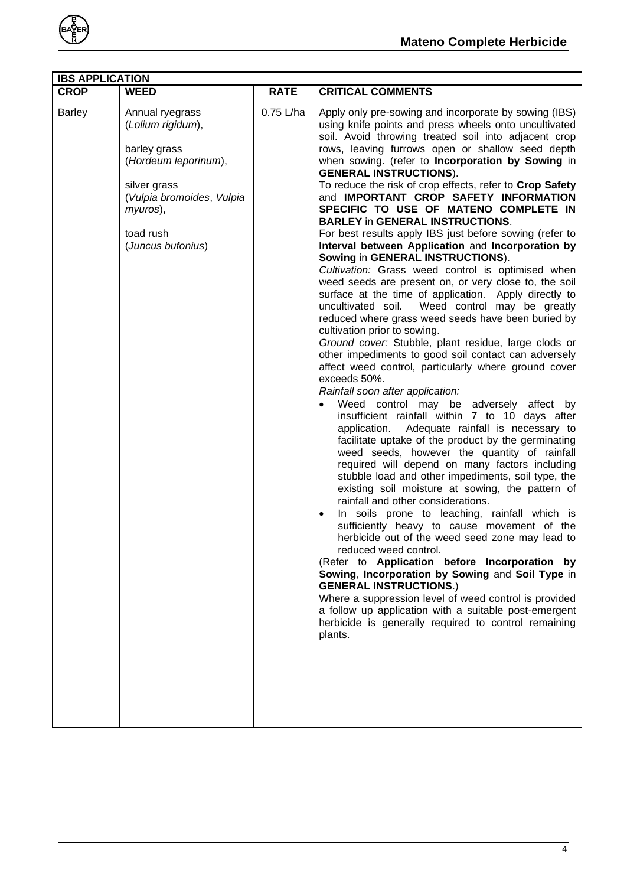| IBS APPLICATION | | | |
|---|---|---|---|
| **CROP** | **WEED** | **RATE** | **CRITICAL COMMENTS** |
| Barley | Annual ryegrass (*Lolium rigidum*),<br><br>barley grass (*Hordeum leporinum*),<br><br>silver grass (*Vulpia bromoides*, *Vulpia myuros*),<br><br>toad rush (*Juncus bufonius*) | 0.75 L/ha | Apply only pre-sowing and incorporate by sowing (IBS) using knife points and press wheels onto uncultivated soil. Avoid throwing treated soil into adjacent crop rows, leaving furrows open or shallow seed depth when sowing. (refer to **Incorporation by Sowing** in **GENERAL INSTRUCTIONS**).<br>To reduce the risk of crop effects, refer to **Crop Safety** and **IMPORTANT CROP SAFETY INFORMATION SPECIFIC TO USE OF MATENO COMPLETE IN BARLEY** in **GENERAL INSTRUCTIONS**.<br>For best results apply IBS just before sowing (refer to **Interval between Application** and **Incorporation by Sowing** in **GENERAL INSTRUCTIONS**).<br>*Cultivation:* Grass weed control is optimised when weed seeds are present on, or very close to, the soil surface at the time of application. Apply directly to uncultivated soil. Weed control may be greatly reduced where grass weed seeds have been buried by cultivation prior to sowing.<br>*Ground cover:* Stubble, plant residue, large clods or other impediments to good soil contact can adversely affect weed control, particularly where ground cover exceeds 50%.<br>*Rainfall soon after application:*<br>• Weed control may be adversely affect by insufficient rainfall within 7 to 10 days after application. Adequate rainfall is necessary to facilitate uptake of the product by the germinating weed seeds, however the quantity of rainfall required will depend on many factors including stubble load and other impediments, soil type, the existing soil moisture at sowing, the pattern of rainfall and other considerations.<br>• In soils prone to leaching, rainfall which is sufficiently heavy to cause movement of the herbicide out of the weed seed zone may lead to reduced weed control.<br>(Refer to **Application before Incorporation by Sowing**, **Incorporation by Sowing** and **Soil Type** in **GENERAL INSTRUCTIONS**.)<br>Where a suppression level of weed control is provided a follow up application with a suitable post-emergent herbicide is generally required to control remaining plants. |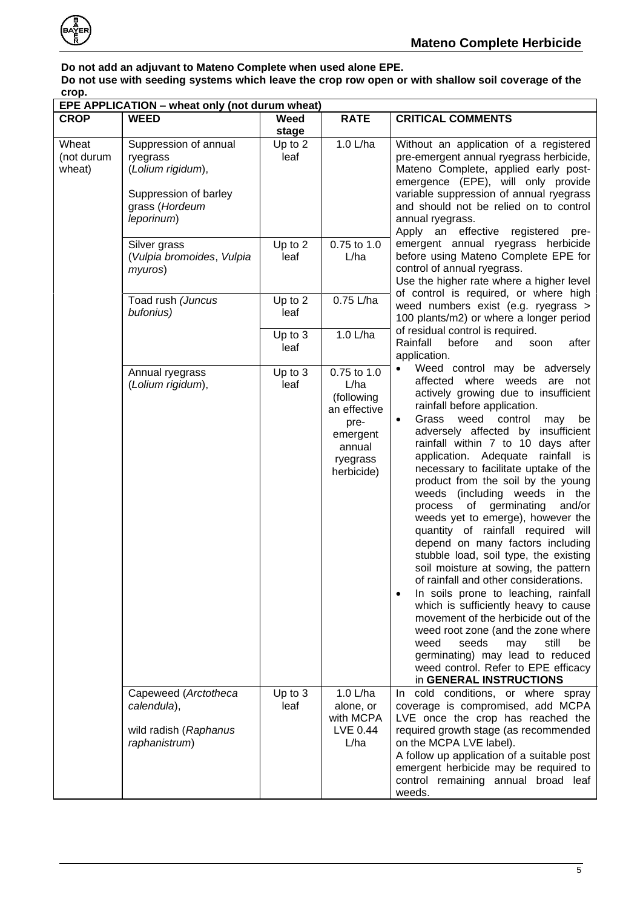**Do not add an adjuvant to Mateno Complete when used alone EPE.**
**Do not use with seeding systems which leave the crop row open or with shallow soil coverage of the crop.**

| EPE APPLICATION – wheat only (not durum wheat) | | | | |
|---|---|---|---|---|
| **CROP** | **WEED** | **Weed stage** | **RATE** | **CRITICAL COMMENTS** |
| Wheat (not durum wheat) | Suppression of annual ryegrass (*Lolium rigidum*), Suppression of barley grass (*Hordeum leporinum*) | Up to 2 leaf | 1.0 L/ha | Without an application of a registered pre-emergent annual ryegrass herbicide, Mateno Complete, applied early post-emergence (EPE), will only provide variable suppression of annual ryegrass and should not be relied on to control annual ryegrass. Apply an effective registered pre-emergent annual ryegrass herbicide before using Mateno Complete EPE for control of annual ryegrass. Use the higher rate where a higher level of control is required, or where high weed numbers exist (e.g. ryegrass > 100 plants/m2) or where a longer period of residual control is required. Rainfall before and soon after application. <br>• Weed control may be adversely affected where weeds are not actively growing due to insufficient rainfall before application. <br>• Grass weed control may be adversely affected by insufficient rainfall within 7 to 10 days after application. Adequate rainfall is necessary to facilitate uptake of the product from the soil by the young weeds (including weeds in the process of germinating and/or weeds yet to emerge), however the quantity of rainfall required will depend on many factors including stubble load, soil type, the existing soil moisture at sowing, the pattern of rainfall and other considerations. <br>• In soils prone to leaching, rainfall which is sufficiently heavy to cause movement of the herbicide out of the weed root zone (and the zone where weed seeds may still be germinating) may lead to reduced weed control. Refer to EPE efficacy in **GENERAL INSTRUCTIONS** |
| | Silver grass (*Vulpia bromoides*, *Vulpia myuros*) | Up to 2 leaf | 0.75 to 1.0 L/ha | |
| | Toad rush (*Juncus bufonius*) | Up to 2 leaf | 0.75 L/ha | |
| | | Up to 3 leaf | 1.0 L/ha | |
| | Annual ryegrass (*Lolium rigidum*), | Up to 3 leaf | 0.75 to 1.0 L/ha (following an effective pre-emergent annual ryegrass herbicide) | |
| | Capeweed (*Arctotheca calendula*), wild radish (*Raphanus raphanistrum*) | Up to 3 leaf | 1.0 L/ha alone, or with MCPA LVE 0.44 L/ha | In cold conditions, or where spray coverage is compromised, add MCPA LVE once the crop has reached the required growth stage (as recommended on the MCPA LVE label). A follow up application of a suitable post emergent herbicide may be required to control remaining annual broad leaf weeds. |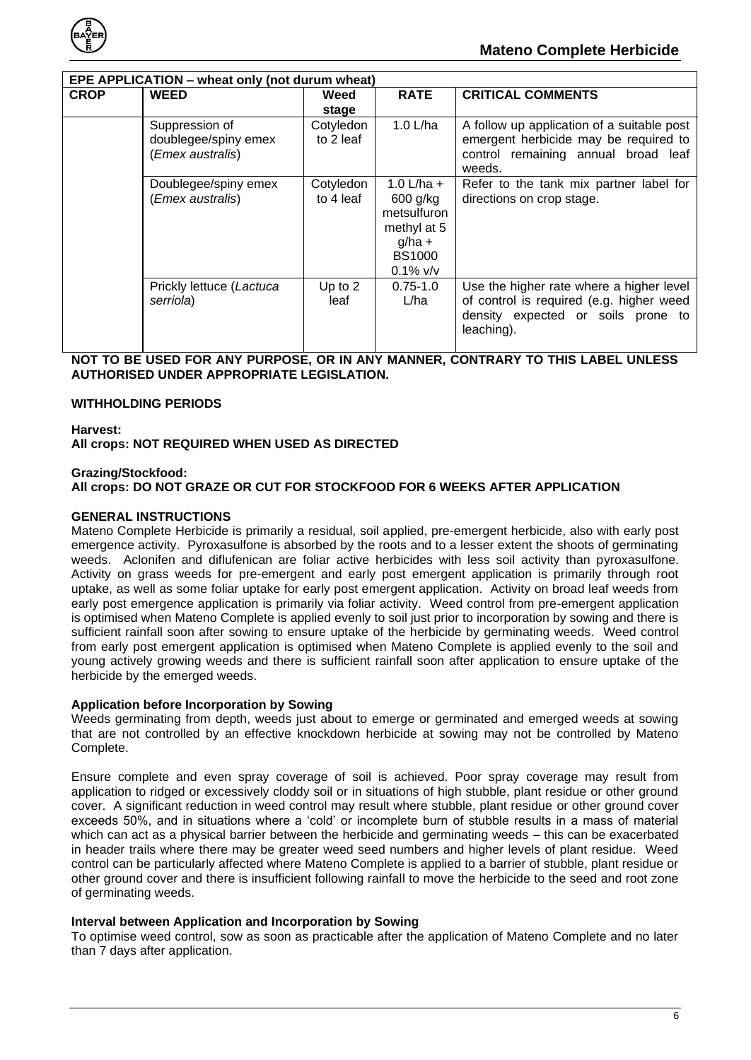| EPE APPLICATION – wheat only (not durum wheat) | | | | |
|---|---|---|---|---|
| **CROP** | **WEED** | **Weed stage** | **RATE** | **CRITICAL COMMENTS** |
| | Suppression of doublegee/spiny emex (*Emex australis*) | Cotyledon to 2 leaf | 1.0 L/ha | A follow up application of a suitable post emergent herbicide may be required to control remaining annual broad leaf weeds. |
| | Doublegee/spiny emex (*Emex australis*) | Cotyledon to 4 leaf | 1.0 L/ha + 600 g/kg metsulfuron methyl at 5 g/ha + BS1000 0.1% v/v | Refer to the tank mix partner label for directions on crop stage. |
| | Prickly lettuce (*Lactuca serriola*) | Up to 2 leaf | 0.75-1.0 L/ha | Use the higher rate where a higher level of control is required (e.g. higher weed density expected or soils prone to leaching). |

**NOT TO BE USED FOR ANY PURPOSE, OR IN ANY MANNER, CONTRARY TO THIS LABEL UNLESS AUTHORISED UNDER APPROPRIATE LEGISLATION.**

**WITHHOLDING PERIODS**

**Harvest:**
**All crops: NOT REQUIRED WHEN USED AS DIRECTED**

**Grazing/Stockfood:**
**All crops: DO NOT GRAZE OR CUT FOR STOCKFOOD FOR 6 WEEKS AFTER APPLICATION**

**GENERAL INSTRUCTIONS**

Mateno Complete Herbicide is primarily a residual, soil applied, pre-emergent herbicide, also with early post emergence activity. Pyroxasulfone is absorbed by the roots and to a lesser extent the shoots of germinating weeds. Aclonifen and diflufenican are foliar active herbicides with less soil activity than pyroxasulfone. Activity on grass weeds for pre-emergent and early post emergent application is primarily through root uptake, as well as some foliar uptake for early post emergent application. Activity on broad leaf weeds from early post emergence application is primarily via foliar activity. Weed control from pre-emergent application is optimised when Mateno Complete is applied evenly to soil just prior to incorporation by sowing and there is sufficient rainfall soon after sowing to ensure uptake of the herbicide by germinating weeds. Weed control from early post emergent application is optimised when Mateno Complete is applied evenly to the soil and young actively growing weeds and there is sufficient rainfall soon after application to ensure uptake of the herbicide by the emerged weeds.

**Application before Incorporation by Sowing**

Weeds germinating from depth, weeds just about to emerge or germinated and emerged weeds at sowing that are not controlled by an effective knockdown herbicide at sowing may not be controlled by Mateno Complete.

Ensure complete and even spray coverage of soil is achieved. Poor spray coverage may result from application to ridged or excessively cloddy soil or in situations of high stubble, plant residue or other ground cover. A significant reduction in weed control may result where stubble, plant residue or other ground cover exceeds 50%, and in situations where a 'cold' or incomplete burn of stubble results in a mass of material which can act as a physical barrier between the herbicide and germinating weeds – this can be exacerbated in header trails where there may be greater weed seed numbers and higher levels of plant residue. Weed control can be particularly affected where Mateno Complete is applied to a barrier of stubble, plant residue or other ground cover and there is insufficient following rainfall to move the herbicide to the seed and root zone of germinating weeds.

**Interval between Application and Incorporation by Sowing**

To optimise weed control, sow as soon as practicable after the application of Mateno Complete and no later than 7 days after application.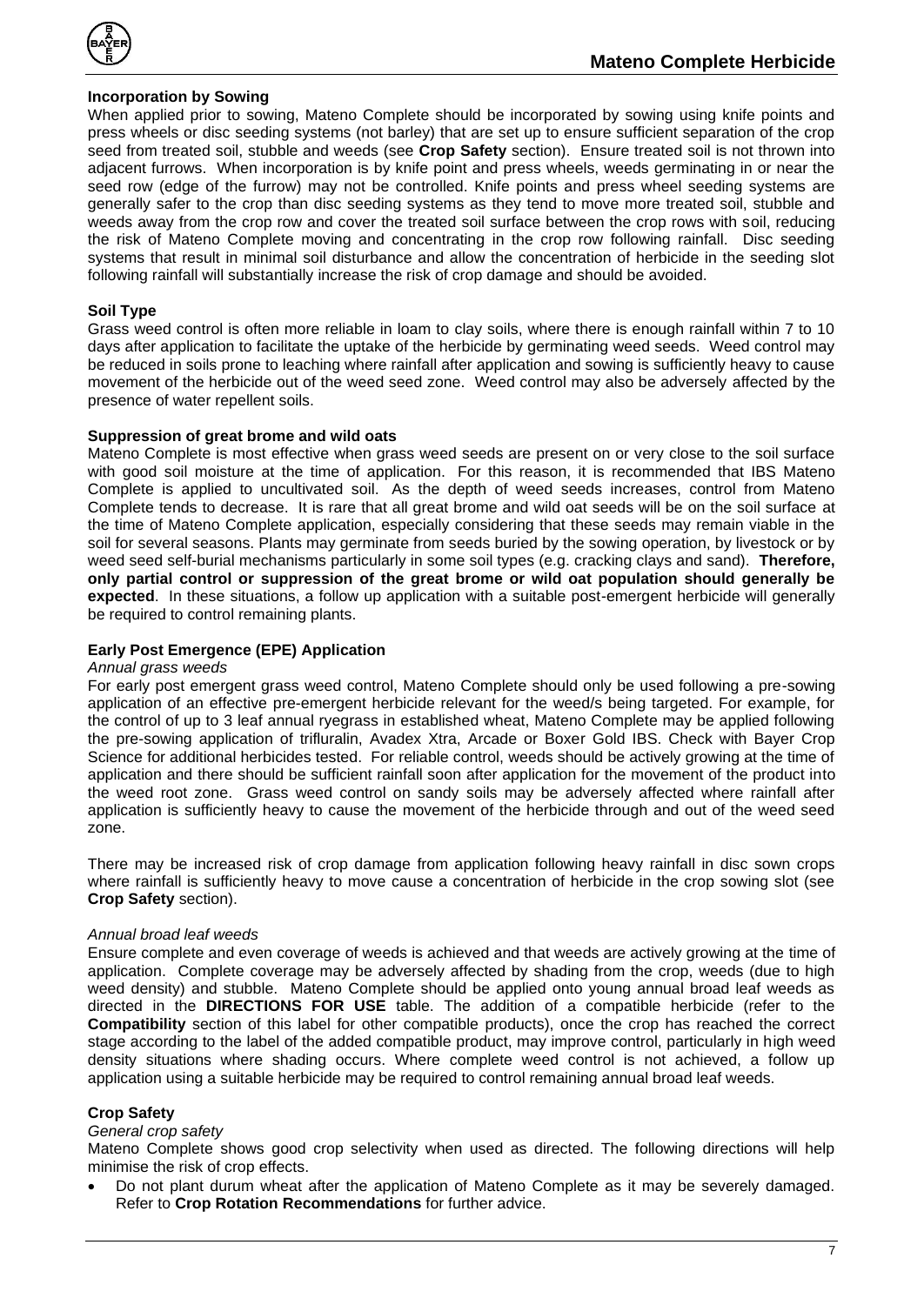**Incorporation by Sowing**

When applied prior to sowing, Mateno Complete should be incorporated by sowing using knife points and press wheels or disc seeding systems (not barley) that are set up to ensure sufficient separation of the crop seed from treated soil, stubble and weeds (see **Crop Safety** section). Ensure treated soil is not thrown into adjacent furrows. When incorporation is by knife point and press wheels, weeds germinating in or near the seed row (edge of the furrow) may not be controlled. Knife points and press wheel seeding systems are generally safer to the crop than disc seeding systems as they tend to move more treated soil, stubble and weeds away from the crop row and cover the treated soil surface between the crop rows with soil, reducing the risk of Mateno Complete moving and concentrating in the crop row following rainfall. Disc seeding systems that result in minimal soil disturbance and allow the concentration of herbicide in the seeding slot following rainfall will substantially increase the risk of crop damage and should be avoided.

**Soil Type**

Grass weed control is often more reliable in loam to clay soils, where there is enough rainfall within 7 to 10 days after application to facilitate the uptake of the herbicide by germinating weed seeds. Weed control may be reduced in soils prone to leaching where rainfall after application and sowing is sufficiently heavy to cause movement of the herbicide out of the weed seed zone. Weed control may also be adversely affected by the presence of water repellent soils.

**Suppression of great brome and wild oats**

Mateno Complete is most effective when grass weed seeds are present on or very close to the soil surface with good soil moisture at the time of application. For this reason, it is recommended that IBS Mateno Complete is applied to uncultivated soil. As the depth of weed seeds increases, control from Mateno Complete tends to decrease. It is rare that all great brome and wild oat seeds will be on the soil surface at the time of Mateno Complete application, especially considering that these seeds may remain viable in the soil for several seasons. Plants may germinate from seeds buried by the sowing operation, by livestock or by weed seed self-burial mechanisms particularly in some soil types (e.g. cracking clays and sand). **Therefore, only partial control or suppression of the great brome or wild oat population should generally be expected**. In these situations, a follow up application with a suitable post-emergent herbicide will generally be required to control remaining plants.

**Early Post Emergence (EPE) Application**

*Annual grass weeds*

For early post emergent grass weed control, Mateno Complete should only be used following a pre-sowing application of an effective pre-emergent herbicide relevant for the weed/s being targeted. For example, for the control of up to 3 leaf annual ryegrass in established wheat, Mateno Complete may be applied following the pre-sowing application of trifluralin, Avadex Xtra, Arcade or Boxer Gold IBS. Check with Bayer Crop Science for additional herbicides tested. For reliable control, weeds should be actively growing at the time of application and there should be sufficient rainfall soon after application for the movement of the product into the weed root zone. Grass weed control on sandy soils may be adversely affected where rainfall after application is sufficiently heavy to cause the movement of the herbicide through and out of the weed seed zone.

There may be increased risk of crop damage from application following heavy rainfall in disc sown crops where rainfall is sufficiently heavy to move cause a concentration of herbicide in the crop sowing slot (see **Crop Safety** section).

*Annual broad leaf weeds*

Ensure complete and even coverage of weeds is achieved and that weeds are actively growing at the time of application. Complete coverage may be adversely affected by shading from the crop, weeds (due to high weed density) and stubble. Mateno Complete should be applied onto young annual broad leaf weeds as directed in the **DIRECTIONS FOR USE** table. The addition of a compatible herbicide (refer to the **Compatibility** section of this label for other compatible products), once the crop has reached the correct stage according to the label of the added compatible product, may improve control, particularly in high weed density situations where shading occurs. Where complete weed control is not achieved, a follow up application using a suitable herbicide may be required to control remaining annual broad leaf weeds.

**Crop Safety**

*General crop safety*

Mateno Complete shows good crop selectivity when used as directed. The following directions will help minimise the risk of crop effects.

- Do not plant durum wheat after the application of Mateno Complete as it may be severely damaged. Refer to **Crop Rotation Recommendations** for further advice.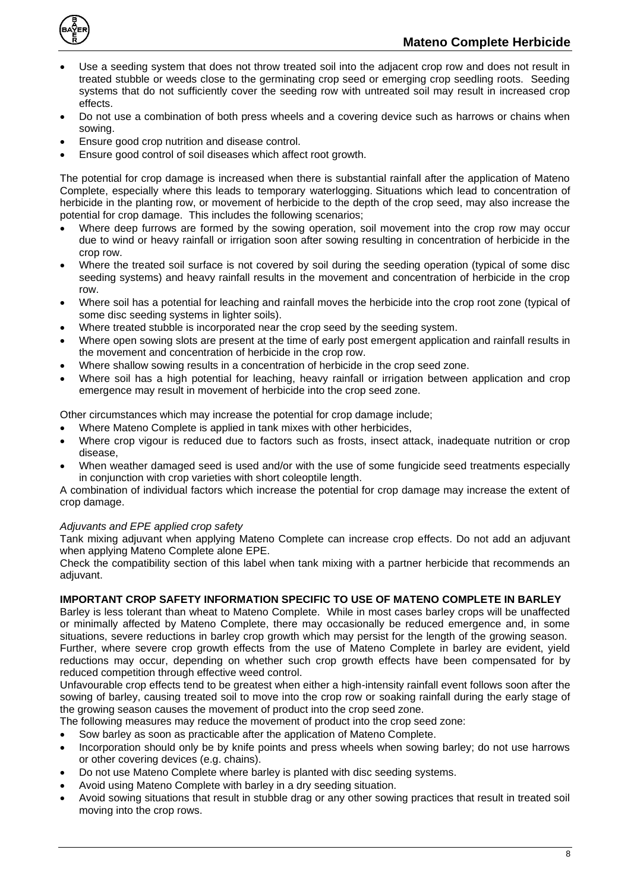- Use a seeding system that does not throw treated soil into the adjacent crop row and does not result in treated stubble or weeds close to the germinating crop seed or emerging crop seedling roots. Seeding systems that do not sufficiently cover the seeding row with untreated soil may result in increased crop effects.
- Do not use a combination of both press wheels and a covering device such as harrows or chains when sowing.
- Ensure good crop nutrition and disease control.
- Ensure good control of soil diseases which affect root growth.

The potential for crop damage is increased when there is substantial rainfall after the application of Mateno Complete, especially where this leads to temporary waterlogging. Situations which lead to concentration of herbicide in the planting row, or movement of herbicide to the depth of the crop seed, may also increase the potential for crop damage. This includes the following scenarios;

- Where deep furrows are formed by the sowing operation, soil movement into the crop row may occur due to wind or heavy rainfall or irrigation soon after sowing resulting in concentration of herbicide in the crop row.
- Where the treated soil surface is not covered by soil during the seeding operation (typical of some disc seeding systems) and heavy rainfall results in the movement and concentration of herbicide in the crop row.
- Where soil has a potential for leaching and rainfall moves the herbicide into the crop root zone (typical of some disc seeding systems in lighter soils).
- Where treated stubble is incorporated near the crop seed by the seeding system.
- Where open sowing slots are present at the time of early post emergent application and rainfall results in the movement and concentration of herbicide in the crop row.
- Where shallow sowing results in a concentration of herbicide in the crop seed zone.
- Where soil has a high potential for leaching, heavy rainfall or irrigation between application and crop emergence may result in movement of herbicide into the crop seed zone.

Other circumstances which may increase the potential for crop damage include;

- Where Mateno Complete is applied in tank mixes with other herbicides,
- Where crop vigour is reduced due to factors such as frosts, insect attack, inadequate nutrition or crop disease,
- When weather damaged seed is used and/or with the use of some fungicide seed treatments especially in conjunction with crop varieties with short coleoptile length.

A combination of individual factors which increase the potential for crop damage may increase the extent of crop damage.

*Adjuvants and EPE applied crop safety*

Tank mixing adjuvant when applying Mateno Complete can increase crop effects. Do not add an adjuvant when applying Mateno Complete alone EPE.

Check the compatibility section of this label when tank mixing with a partner herbicide that recommends an adjuvant.

**IMPORTANT CROP SAFETY INFORMATION SPECIFIC TO USE OF MATENO COMPLETE IN BARLEY**

Barley is less tolerant than wheat to Mateno Complete. While in most cases barley crops will be unaffected or minimally affected by Mateno Complete, there may occasionally be reduced emergence and, in some situations, severe reductions in barley crop growth which may persist for the length of the growing season. Further, where severe crop growth effects from the use of Mateno Complete in barley are evident, yield reductions may occur, depending on whether such crop growth effects have been compensated for by reduced competition through effective weed control.

Unfavourable crop effects tend to be greatest when either a high-intensity rainfall event follows soon after the sowing of barley, causing treated soil to move into the crop row or soaking rainfall during the early stage of the growing season causes the movement of product into the crop seed zone.

The following measures may reduce the movement of product into the crop seed zone:

- Sow barley as soon as practicable after the application of Mateno Complete.
- Incorporation should only be by knife points and press wheels when sowing barley; do not use harrows or other covering devices (e.g. chains).
- Do not use Mateno Complete where barley is planted with disc seeding systems.
- Avoid using Mateno Complete with barley in a dry seeding situation.
- Avoid sowing situations that result in stubble drag or any other sowing practices that result in treated soil moving into the crop rows.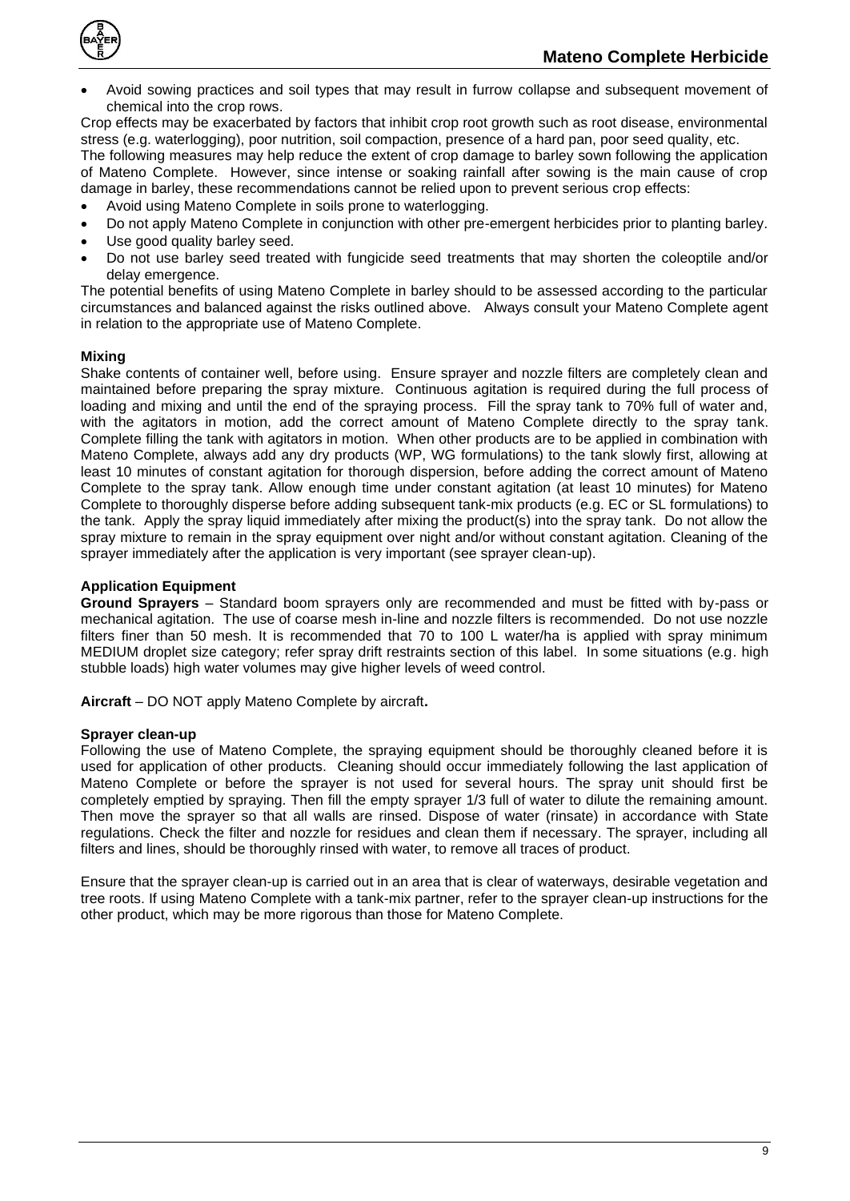- Avoid sowing practices and soil types that may result in furrow collapse and subsequent movement of chemical into the crop rows.

Crop effects may be exacerbated by factors that inhibit crop root growth such as root disease, environmental stress (e.g. waterlogging), poor nutrition, soil compaction, presence of a hard pan, poor seed quality, etc.

The following measures may help reduce the extent of crop damage to barley sown following the application of Mateno Complete. However, since intense or soaking rainfall after sowing is the main cause of crop damage in barley, these recommendations cannot be relied upon to prevent serious crop effects:

- Avoid using Mateno Complete in soils prone to waterlogging.
- Do not apply Mateno Complete in conjunction with other pre-emergent herbicides prior to planting barley.
- Use good quality barley seed.
- Do not use barley seed treated with fungicide seed treatments that may shorten the coleoptile and/or delay emergence.

The potential benefits of using Mateno Complete in barley should to be assessed according to the particular circumstances and balanced against the risks outlined above. Always consult your Mateno Complete agent in relation to the appropriate use of Mateno Complete.

**Mixing**

Shake contents of container well, before using. Ensure sprayer and nozzle filters are completely clean and maintained before preparing the spray mixture. Continuous agitation is required during the full process of loading and mixing and until the end of the spraying process. Fill the spray tank to 70% full of water and, with the agitators in motion, add the correct amount of Mateno Complete directly to the spray tank. Complete filling the tank with agitators in motion. When other products are to be applied in combination with Mateno Complete, always add any dry products (WP, WG formulations) to the tank slowly first, allowing at least 10 minutes of constant agitation for thorough dispersion, before adding the correct amount of Mateno Complete to the spray tank. Allow enough time under constant agitation (at least 10 minutes) for Mateno Complete to thoroughly disperse before adding subsequent tank-mix products (e.g. EC or SL formulations) to the tank. Apply the spray liquid immediately after mixing the product(s) into the spray tank. Do not allow the spray mixture to remain in the spray equipment over night and/or without constant agitation. Cleaning of the sprayer immediately after the application is very important (see sprayer clean-up).

**Application Equipment**

**Ground Sprayers** – Standard boom sprayers only are recommended and must be fitted with by-pass or mechanical agitation. The use of coarse mesh in-line and nozzle filters is recommended. Do not use nozzle filters finer than 50 mesh. It is recommended that 70 to 100 L water/ha is applied with spray minimum MEDIUM droplet size category; refer spray drift restraints section of this label. In some situations (e.g. high stubble loads) high water volumes may give higher levels of weed control.

**Aircraft** – DO NOT apply Mateno Complete by aircraft**.**

**Sprayer clean-up**

Following the use of Mateno Complete, the spraying equipment should be thoroughly cleaned before it is used for application of other products. Cleaning should occur immediately following the last application of Mateno Complete or before the sprayer is not used for several hours. The spray unit should first be completely emptied by spraying. Then fill the empty sprayer 1/3 full of water to dilute the remaining amount. Then move the sprayer so that all walls are rinsed. Dispose of water (rinsate) in accordance with State regulations. Check the filter and nozzle for residues and clean them if necessary. The sprayer, including all filters and lines, should be thoroughly rinsed with water, to remove all traces of product.

Ensure that the sprayer clean-up is carried out in an area that is clear of waterways, desirable vegetation and tree roots. If using Mateno Complete with a tank-mix partner, refer to the sprayer clean-up instructions for the other product, which may be more rigorous than those for Mateno Complete.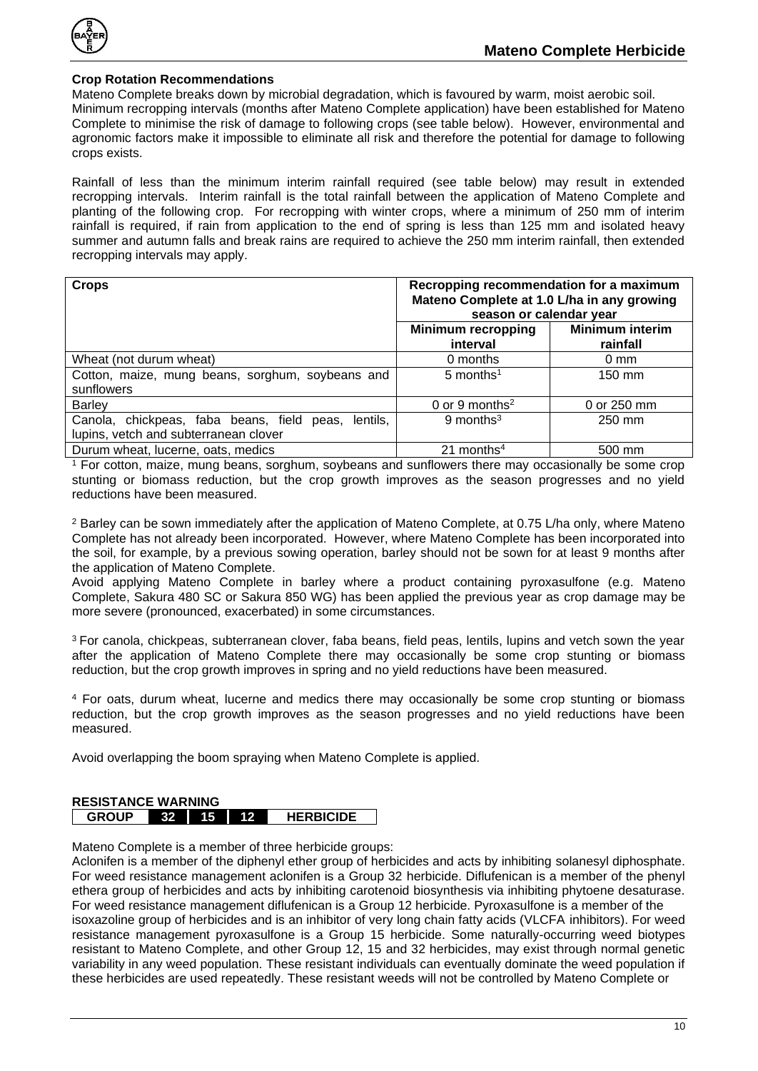### Crop Rotation Recommendations

Mateno Complete breaks down by microbial degradation, which is favoured by warm, moist aerobic soil. Minimum recropping intervals (months after Mateno Complete application) have been established for Mateno Complete to minimise the risk of damage to following crops (see table below). However, environmental and agronomic factors make it impossible to eliminate all risk and therefore the potential for damage to following crops exists.

Rainfall of less than the minimum interim rainfall required (see table below) may result in extended recropping intervals. Interim rainfall is the total rainfall between the application of Mateno Complete and planting of the following crop. For recropping with winter crops, where a minimum of 250 mm of interim rainfall is required, if rain from application to the end of spring is less than 125 mm and isolated heavy summer and autumn falls and break rains are required to achieve the 250 mm interim rainfall, then extended recropping intervals may apply.

| **Crops** | **Recropping recommendation for a maximum Mateno Complete at 1.0 L/ha in any growing season or calendar year** | |
|---|---|---|
| | **Minimum recropping interval** | **Minimum interim rainfall** |
| Wheat (not durum wheat) | 0 months | 0 mm |
| Cotton, maize, mung beans, sorghum, soybeans and sunflowers | 5 months[1] | 150 mm |
| Barley | 0 or 9 months[2] | 0 or 250 mm |
| Canola, chickpeas, faba beans, field peas, lentils, lupins, vetch and subterranean clover | 9 months[3] | 250 mm |
| Durum wheat, lucerne, oats, medics | 21 months[4] | 500 mm |

[1] For cotton, maize, mung beans, sorghum, soybeans and sunflowers there may occasionally be some crop stunting or biomass reduction, but the crop growth improves as the season progresses and no yield reductions have been measured.

[2] Barley can be sown immediately after the application of Mateno Complete, at 0.75 L/ha only, where Mateno Complete has not already been incorporated. However, where Mateno Complete has been incorporated into the soil, for example, by a previous sowing operation, barley should not be sown for at least 9 months after the application of Mateno Complete.
Avoid applying Mateno Complete in barley where a product containing pyroxasulfone (e.g. Mateno Complete, Sakura 480 SC or Sakura 850 WG) has been applied the previous year as crop damage may be more severe (pronounced, exacerbated) in some circumstances.

[3] For canola, chickpeas, subterranean clover, faba beans, field peas, lentils, lupins and vetch sown the year after the application of Mateno Complete there may occasionally be some crop stunting or biomass reduction, but the crop growth improves in spring and no yield reductions have been measured.

[4] For oats, durum wheat, lucerne and medics there may occasionally be some crop stunting or biomass reduction, but the crop growth improves as the season progresses and no yield reductions have been measured.

Avoid overlapping the boom spraying when Mateno Complete is applied.

### RESISTANCE WARNING

| GROUP | 32 | 15 | 12 | HERBICIDE |
|---|---|---|---|---|

Mateno Complete is a member of three herbicide groups:
Aclonifen is a member of the diphenyl ether group of herbicides and acts by inhibiting solanesyl diphosphate. For weed resistance management aclonifen is a Group 32 herbicide. Diflufenican is a member of the phenyl ethera group of herbicides and acts by inhibiting carotenoid biosynthesis via inhibiting phytoene desaturase. For weed resistance management diflufenican is a Group 12 herbicide. Pyroxasulfone is a member of the isoxazoline group of herbicides and is an inhibitor of very long chain fatty acids (VLCFA inhibitors). For weed resistance management pyroxasulfone is a Group 15 herbicide. Some naturally-occurring weed biotypes resistant to Mateno Complete, and other Group 12, 15 and 32 herbicides, may exist through normal genetic variability in any weed population. These resistant individuals can eventually dominate the weed population if these herbicides are used repeatedly. These resistant weeds will not be controlled by Mateno Complete or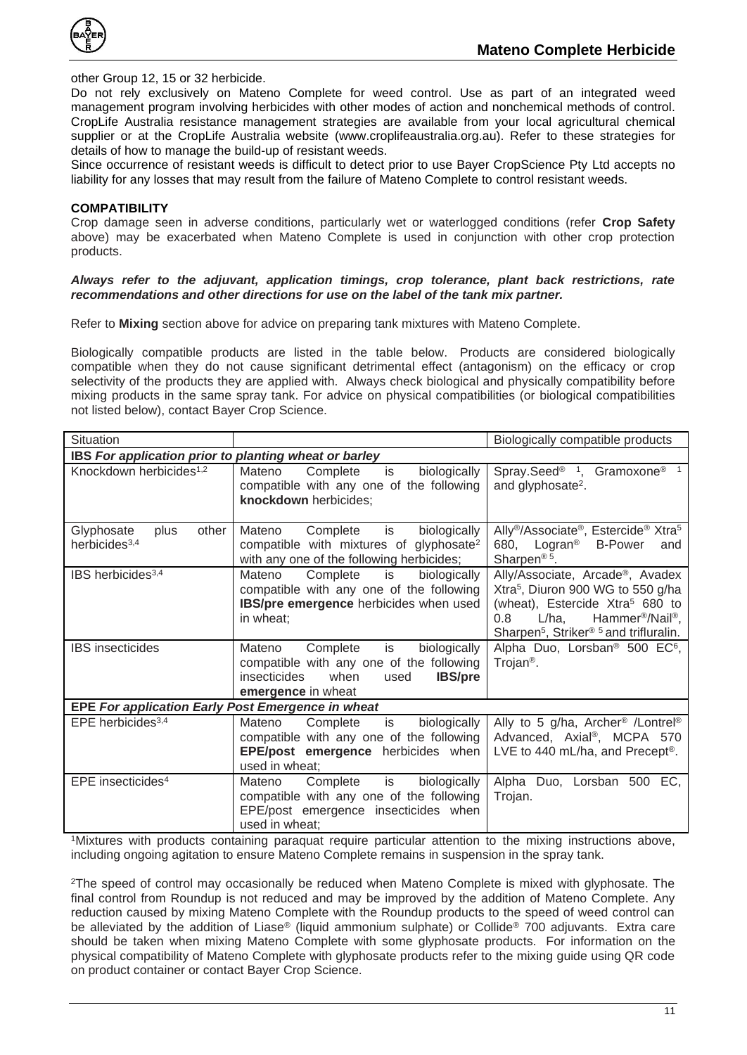other Group 12, 15 or 32 herbicide.

Do not rely exclusively on Mateno Complete for weed control. Use as part of an integrated weed management program involving herbicides with other modes of action and nonchemical methods of control. CropLife Australia resistance management strategies are available from your local agricultural chemical supplier or at the CropLife Australia website (www.croplifeaustralia.org.au). Refer to these strategies for details of how to manage the build-up of resistant weeds.

Since occurrence of resistant weeds is difficult to detect prior to use Bayer CropScience Pty Ltd accepts no liability for any losses that may result from the failure of Mateno Complete to control resistant weeds.

## COMPATIBILITY

Crop damage seen in adverse conditions, particularly wet or waterlogged conditions (refer **Crop Safety** above) may be exacerbated when Mateno Complete is used in conjunction with other crop protection products.

***Always refer to the adjuvant, application timings, crop tolerance, plant back restrictions, rate recommendations and other directions for use on the label of the tank mix partner.***

Refer to **Mixing** section above for advice on preparing tank mixtures with Mateno Complete.

Biologically compatible products are listed in the table below. Products are considered biologically compatible when they do not cause significant detrimental effect (antagonism) on the efficacy or crop selectivity of the products they are applied with. Always check biological and physically compatibility before mixing products in the same spray tank. For advice on physical compatibilities (or biological compatibilities not listed below), contact Bayer Crop Science.

| Situation | | Biologically compatible products |
|---|---|---|
| **IBS** ***For application prior to planting wheat or barley*** | | |
| Knockdown herbicides[1,2] | Mateno Complete is biologically compatible with any one of the following **knockdown** herbicides; | Spray.Seed® [1], Gramoxone® [1] and glyphosate[2]. |
| Glyphosate plus other herbicides[3,4] | Mateno Complete is biologically compatible with mixtures of glyphosate[2] with any one of the following herbicides; | Ally®/Associate®, Estercide® Xtra[5] 680, Logran® B-Power and Sharpen® [5]. |
| IBS herbicides[3,4] | Mateno Complete is biologically compatible with any one of the following **IBS/pre emergence** herbicides when used in wheat; | Ally/Associate, Arcade®, Avadex Xtra[5], Diuron 900 WG to 550 g/ha (wheat), Estercide Xtra[5] 680 to 0.8 L/ha, Hammer®/Nail®, Sharpen[5], Striker® [5] and trifluralin. |
| IBS insecticides | Mateno Complete is biologically compatible with any one of the following insecticides when used **IBS/pre emergence** in wheat | Alpha Duo, Lorsban® 500 EC[6], Trojan®. |
| **EPE** ***For application Early Post Emergence in wheat*** | | |
| EPE herbicides[3,4] | Mateno Complete is biologically compatible with any one of the following **EPE/post emergence** herbicides when used in wheat; | Ally to 5 g/ha, Archer® /Lontrel® Advanced, Axial®, MCPA 570 LVE to 440 mL/ha, and Precept®. |
| EPE insecticides[4] | Mateno Complete is biologically compatible with any one of the following EPE/post emergence insecticides when used in wheat; | Alpha Duo, Lorsban 500 EC, Trojan. |

[1]Mixtures with products containing paraquat require particular attention to the mixing instructions above, including ongoing agitation to ensure Mateno Complete remains in suspension in the spray tank.

[2]The speed of control may occasionally be reduced when Mateno Complete is mixed with glyphosate. The final control from Roundup is not reduced and may be improved by the addition of Mateno Complete. Any reduction caused by mixing Mateno Complete with the Roundup products to the speed of weed control can be alleviated by the addition of Liase® (liquid ammonium sulphate) or Collide® 700 adjuvants. Extra care should be taken when mixing Mateno Complete with some glyphosate products. For information on the physical compatibility of Mateno Complete with glyphosate products refer to the mixing guide using QR code on product container or contact Bayer Crop Science.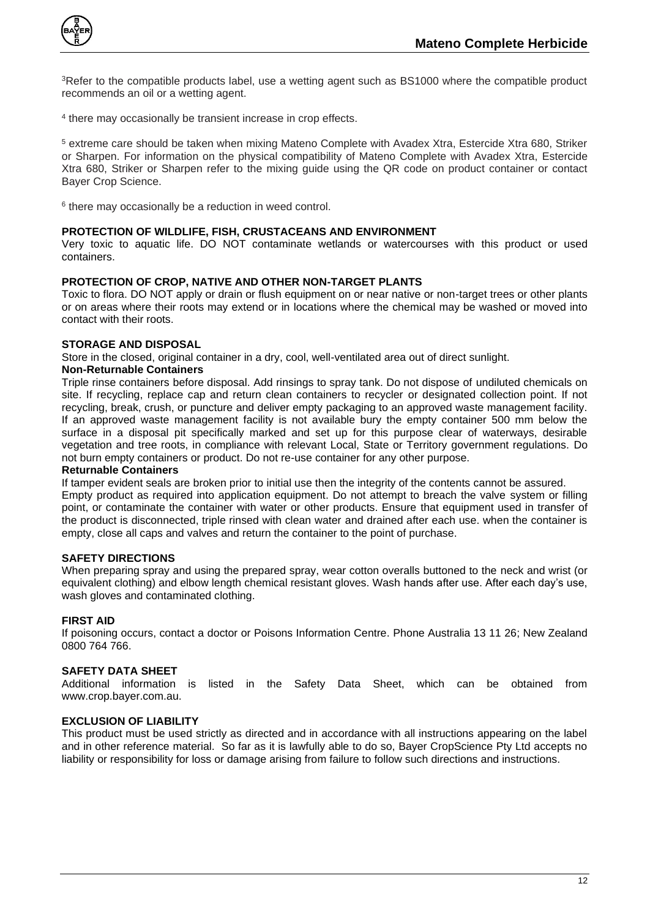[3]Refer to the compatible products label, use a wetting agent such as BS1000 where the compatible product recommends an oil or a wetting agent.

[4] there may occasionally be transient increase in crop effects.

[5] extreme care should be taken when mixing Mateno Complete with Avadex Xtra, Estercide Xtra 680, Striker or Sharpen. For information on the physical compatibility of Mateno Complete with Avadex Xtra, Estercide Xtra 680, Striker or Sharpen refer to the mixing guide using the QR code on product container or contact Bayer Crop Science.

[6] there may occasionally be a reduction in weed control.

**PROTECTION OF WILDLIFE, FISH, CRUSTACEANS AND ENVIRONMENT**
Very toxic to aquatic life. DO NOT contaminate wetlands or watercourses with this product or used containers.

**PROTECTION OF CROP, NATIVE AND OTHER NON-TARGET PLANTS**
Toxic to flora. DO NOT apply or drain or flush equipment on or near native or non-target trees or other plants or on areas where their roots may extend or in locations where the chemical may be washed or moved into contact with their roots.

**STORAGE AND DISPOSAL**
Store in the closed, original container in a dry, cool, well-ventilated area out of direct sunlight.

**Non-Returnable Containers**
Triple rinse containers before disposal. Add rinsings to spray tank. Do not dispose of undiluted chemicals on site. If recycling, replace cap and return clean containers to recycler or designated collection point. If not recycling, break, crush, or puncture and deliver empty packaging to an approved waste management facility. If an approved waste management facility is not available bury the empty container 500 mm below the surface in a disposal pit specifically marked and set up for this purpose clear of waterways, desirable vegetation and tree roots, in compliance with relevant Local, State or Territory government regulations. Do not burn empty containers or product. Do not re-use container for any other purpose.

**Returnable Containers**
If tamper evident seals are broken prior to initial use then the integrity of the contents cannot be assured.
Empty product as required into application equipment. Do not attempt to breach the valve system or filling point, or contaminate the container with water or other products. Ensure that equipment used in transfer of the product is disconnected, triple rinsed with clean water and drained after each use. when the container is empty, close all caps and valves and return the container to the point of purchase.

**SAFETY DIRECTIONS**
When preparing spray and using the prepared spray, wear cotton overalls buttoned to the neck and wrist (or equivalent clothing) and elbow length chemical resistant gloves. Wash hands after use. After each day's use, wash gloves and contaminated clothing.

**FIRST AID**
If poisoning occurs, contact a doctor or Poisons Information Centre. Phone Australia 13 11 26; New Zealand 0800 764 766.

**SAFETY DATA SHEET**
Additional information is listed in the Safety Data Sheet, which can be obtained from www.crop.bayer.com.au.

**EXCLUSION OF LIABILITY**
This product must be used strictly as directed and in accordance with all instructions appearing on the label and in other reference material. So far as it is lawfully able to do so, Bayer CropScience Pty Ltd accepts no liability or responsibility for loss or damage arising from failure to follow such directions and instructions.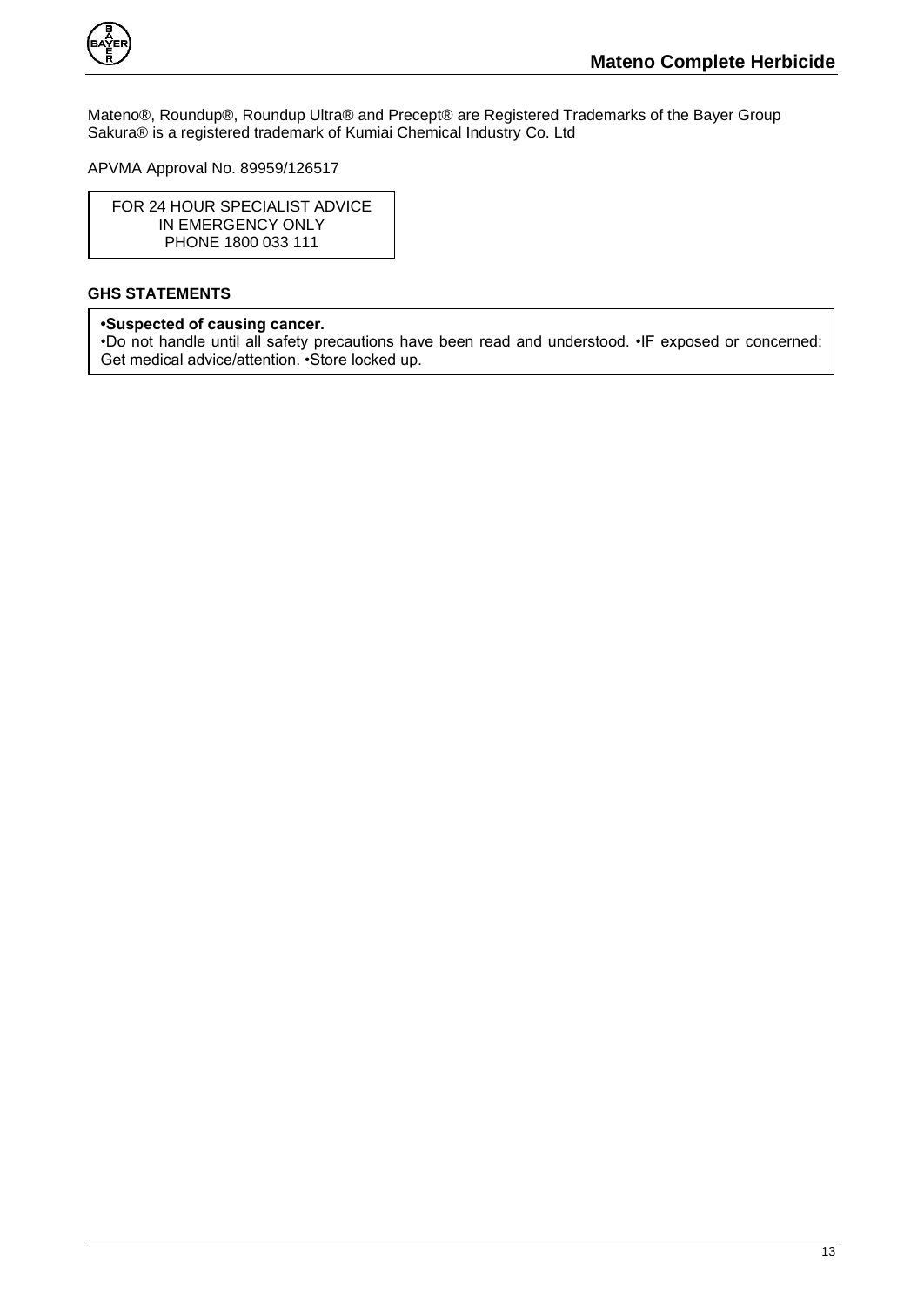Mateno®, Roundup®, Roundup Ultra® and Precept® are Registered Trademarks of the Bayer Group
Sakura® is a registered trademark of Kumiai Chemical Industry Co. Ltd

APVMA Approval No. 89959/126517

FOR 24 HOUR SPECIALIST ADVICE
IN EMERGENCY ONLY
PHONE 1800 033 111

### GHS STATEMENTS

**•Suspected of causing cancer.**
•Do not handle until all safety precautions have been read and understood. •IF exposed or concerned: Get medical advice/attention. •Store locked up.